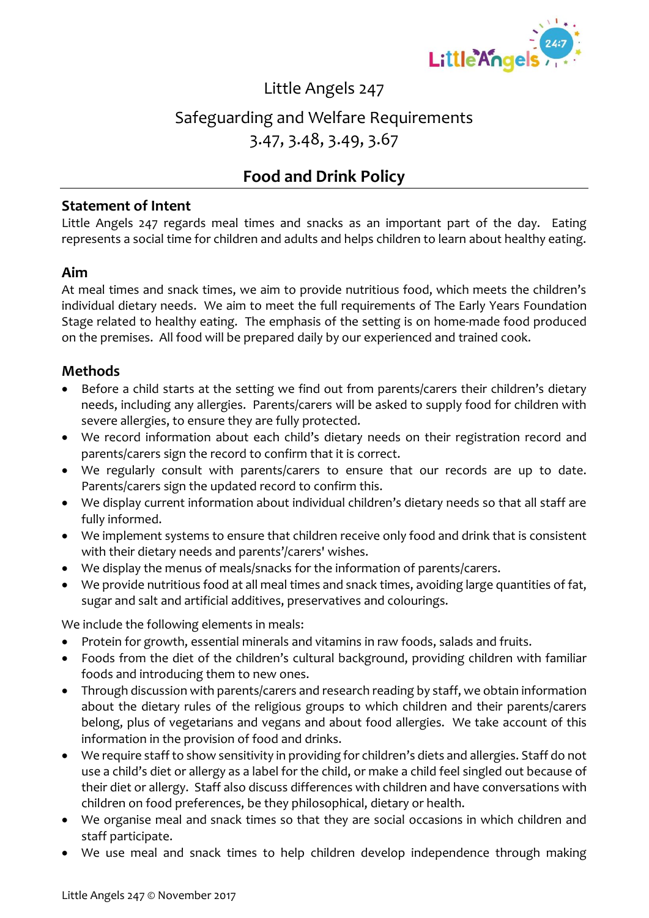Little Angels 247

Safeguarding and Welfare Requirements
3.47, 3.48, 3.49, 3.67

# Food and Drink Policy

## Statement of Intent

Little Angels 247 regards meal times and snacks as an important part of the day. Eating represents a social time for children and adults and helps children to learn about healthy eating.

## Aim

At meal times and snack times, we aim to provide nutritious food, which meets the children's individual dietary needs. We aim to meet the full requirements of The Early Years Foundation Stage related to healthy eating. The emphasis of the setting is on home-made food produced on the premises. All food will be prepared daily by our experienced and trained cook.

## Methods

- Before a child starts at the setting we find out from parents/carers their children's dietary needs, including any allergies. Parents/carers will be asked to supply food for children with severe allergies, to ensure they are fully protected.
- We record information about each child's dietary needs on their registration record and parents/carers sign the record to confirm that it is correct.
- We regularly consult with parents/carers to ensure that our records are up to date. Parents/carers sign the updated record to confirm this.
- We display current information about individual children's dietary needs so that all staff are fully informed.
- We implement systems to ensure that children receive only food and drink that is consistent with their dietary needs and parents'/carers' wishes.
- We display the menus of meals/snacks for the information of parents/carers.
- We provide nutritious food at all meal times and snack times, avoiding large quantities of fat, sugar and salt and artificial additives, preservatives and colourings.

We include the following elements in meals:

- Protein for growth, essential minerals and vitamins in raw foods, salads and fruits.
- Foods from the diet of the children's cultural background, providing children with familiar foods and introducing them to new ones.
- Through discussion with parents/carers and research reading by staff, we obtain information about the dietary rules of the religious groups to which children and their parents/carers belong, plus of vegetarians and vegans and about food allergies. We take account of this information in the provision of food and drinks.
- We require staff to show sensitivity in providing for children's diets and allergies. Staff do not use a child's diet or allergy as a label for the child, or make a child feel singled out because of their diet or allergy. Staff also discuss differences with children and have conversations with children on food preferences, be they philosophical, dietary or health.
- We organise meal and snack times so that they are social occasions in which children and staff participate.
- We use meal and snack times to help children develop independence through making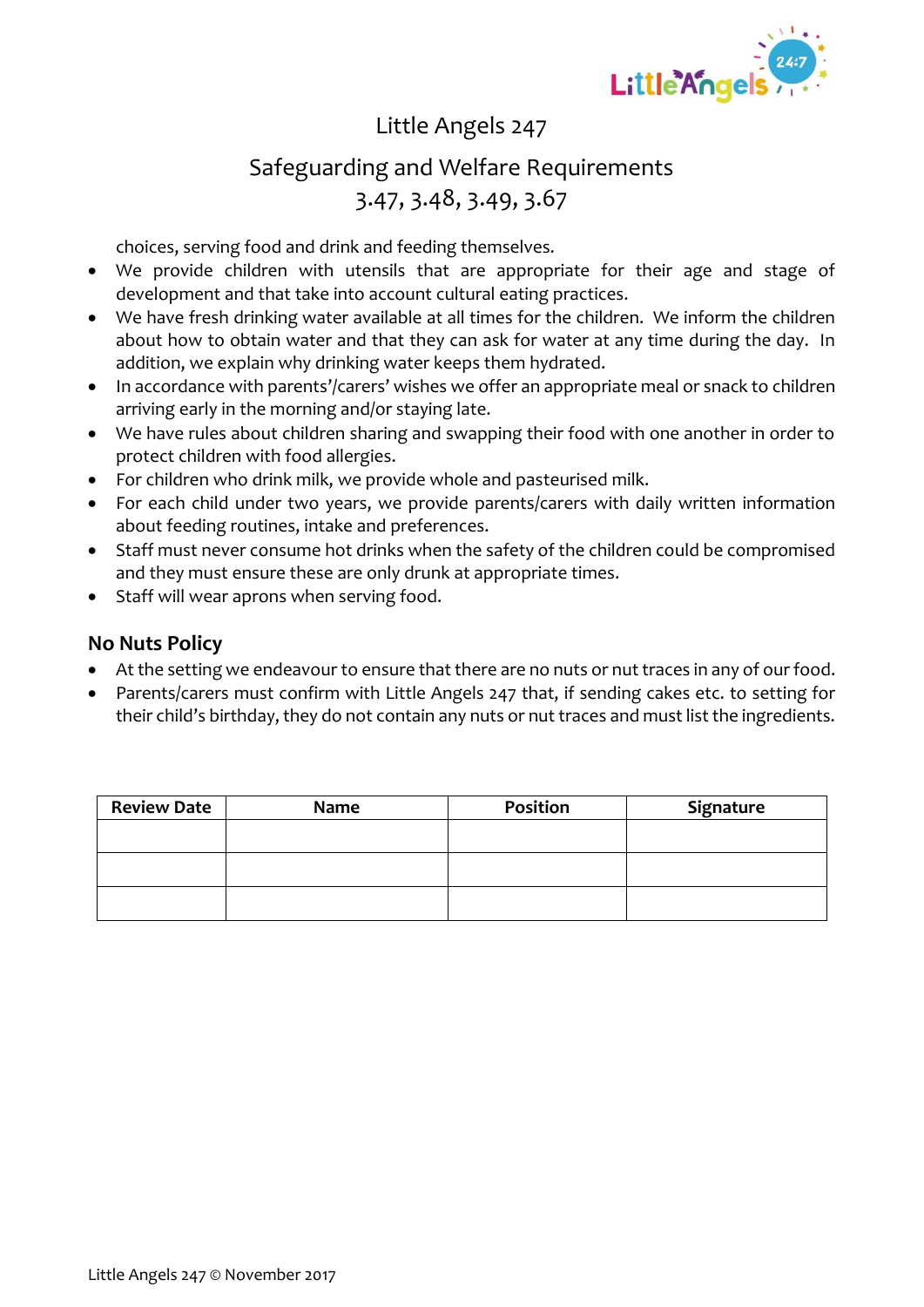Little Angels 247

Safeguarding and Welfare Requirements
3.47, 3.48, 3.49, 3.67

choices, serving food and drink and feeding themselves.

- We provide children with utensils that are appropriate for their age and stage of development and that take into account cultural eating practices.
- We have fresh drinking water available at all times for the children. We inform the children about how to obtain water and that they can ask for water at any time during the day. In addition, we explain why drinking water keeps them hydrated.
- In accordance with parents'/carers' wishes we offer an appropriate meal or snack to children arriving early in the morning and/or staying late.
- We have rules about children sharing and swapping their food with one another in order to protect children with food allergies.
- For children who drink milk, we provide whole and pasteurised milk.
- For each child under two years, we provide parents/carers with daily written information about feeding routines, intake and preferences.
- Staff must never consume hot drinks when the safety of the children could be compromised and they must ensure these are only drunk at appropriate times.
- Staff will wear aprons when serving food.

## No Nuts Policy

- At the setting we endeavour to ensure that there are no nuts or nut traces in any of our food.
- Parents/carers must confirm with Little Angels 247 that, if sending cakes etc. to setting for their child's birthday, they do not contain any nuts or nut traces and must list the ingredients.

| Review Date | Name | Position | Signature |
|---|---|---|---|
| | | | |
| | | | |
| | | | |

Little Angels 247 © November 2017